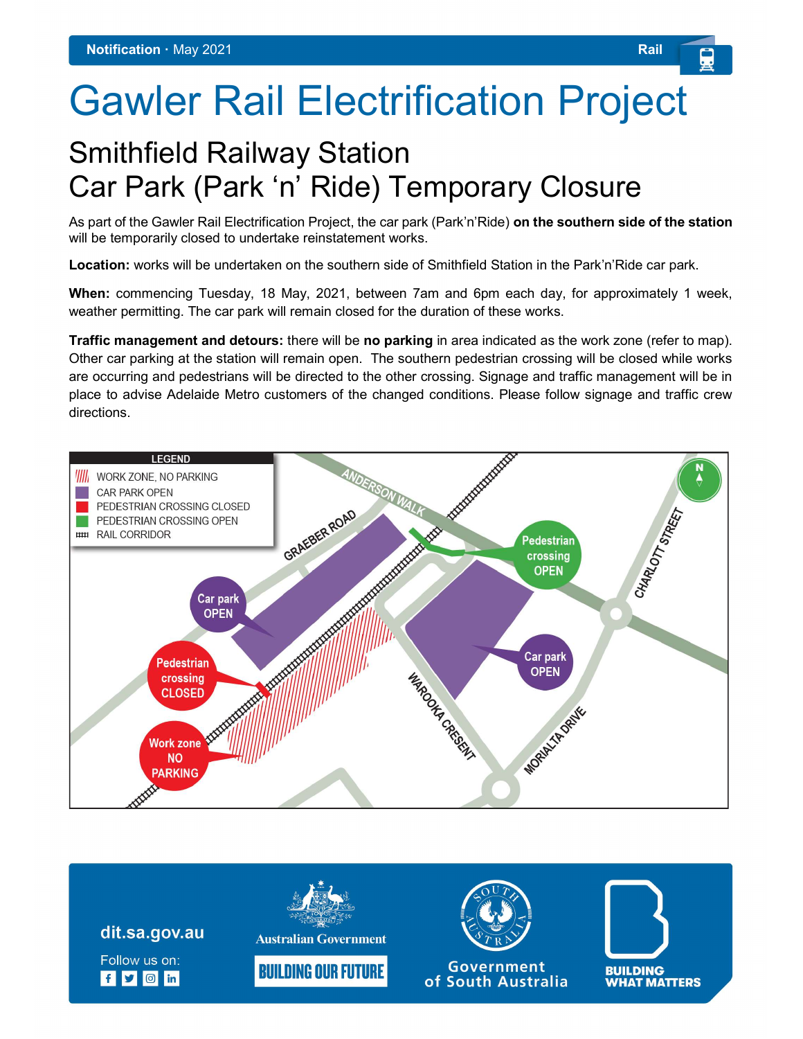Notification · May 2021 — Rail

# Gawler Rail Electrification Project

## Smithfield Railway Station
## Car Park (Park 'n' Ride) Temporary Closure

As part of the Gawler Rail Electrification Project, the car park (Park'n'Ride) **on the southern side of the station** will be temporarily closed to undertake reinstatement works.

**Location:** works will be undertaken on the southern side of Smithfield Station in the Park'n'Ride car park.

**When:** commencing Tuesday, 18 May, 2021, between 7am and 6pm each day, for approximately 1 week, weather permitting. The car park will remain closed for the duration of these works.

**Traffic management and detours:** there will be **no parking** in area indicated as the work zone (refer to map). Other car parking at the station will remain open. The southern pedestrian crossing will be closed while works are occurring and pedestrians will be directed to the other crossing. Signage and traffic management will be in place to advise Adelaide Metro customers of the changed conditions. Please follow signage and traffic crew directions.

LEGEND
- WORK ZONE, NO PARKING
- CAR PARK OPEN
- PEDESTRIAN CROSSING CLOSED
- PEDESTRIAN CROSSING OPEN
- RAIL CORRIDOR

Anderson Walk · Graeber Road · Charlott Street · Warooka Cresent · Morialta Drive

Car park OPEN · Pedestrian crossing OPEN · Car park OPEN · Pedestrian crossing CLOSED · Work zone NO PARKING

dit.sa.gov.au

Follow us on:

Australian Government — BUILDING OUR FUTURE

Government of South Australia

BUILDING WHAT MATTERS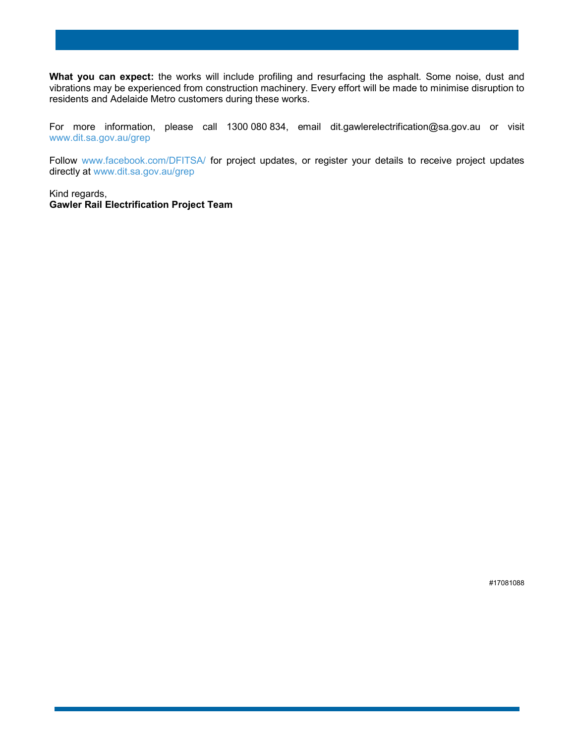**What you can expect:** the works will include profiling and resurfacing the asphalt. Some noise, dust and vibrations may be experienced from construction machinery. Every effort will be made to minimise disruption to residents and Adelaide Metro customers during these works.

For more information, please call 1300 080 834, email dit.gawlerelectrification@sa.gov.au or visit www.dit.sa.gov.au/grep

Follow www.facebook.com/DFITSA/ for project updates, or register your details to receive project updates directly at www.dit.sa.gov.au/grep

Kind regards,
**Gawler Rail Electrification Project Team**

#17081088